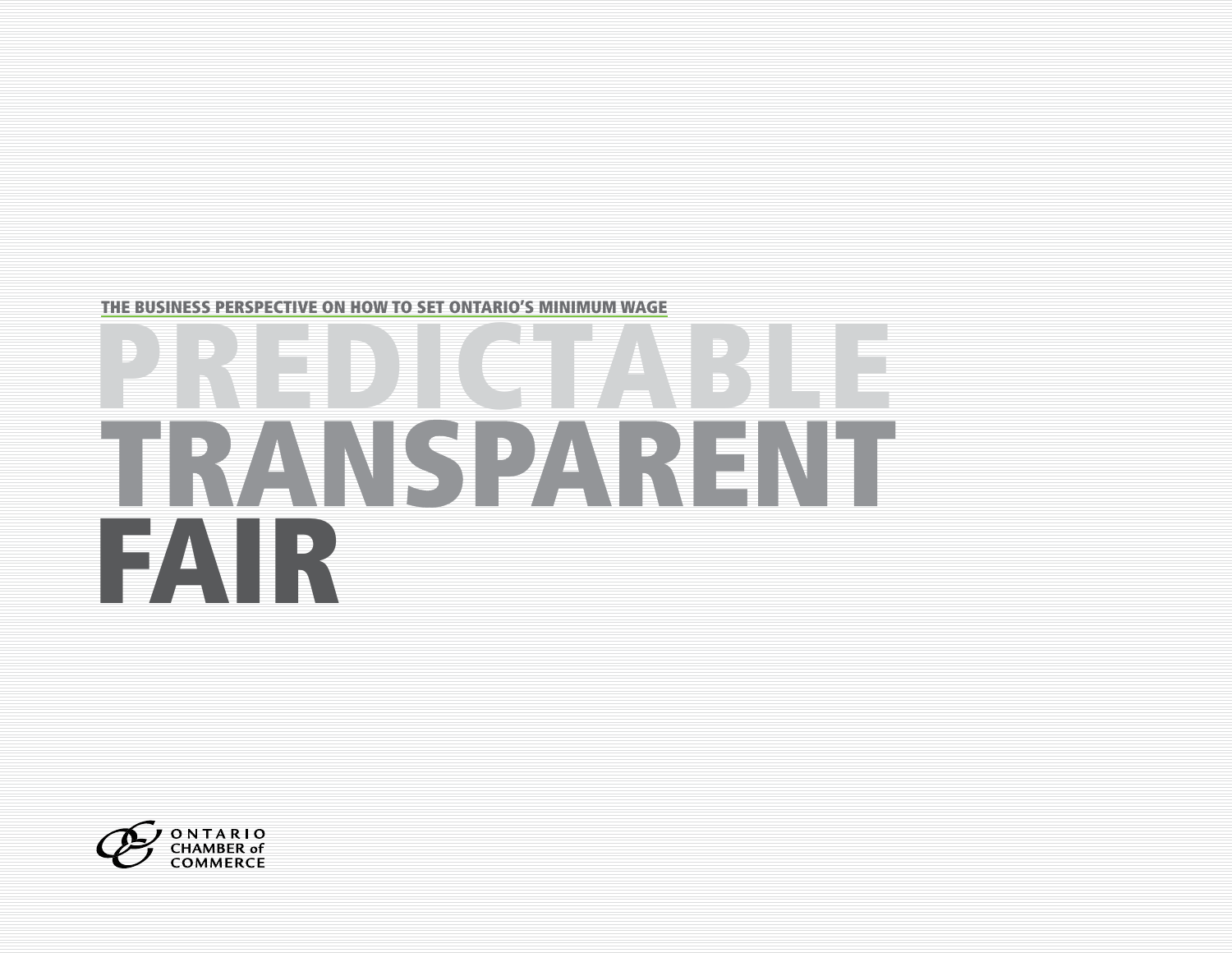THE BUSINESS PERSPECTIVE ON HOW TO SET ONTARIO'S MINIMUM WAGE

# PREDICTABLE TRANSPARENT FAIR

ONTARIO CHAMBER of COMMERCE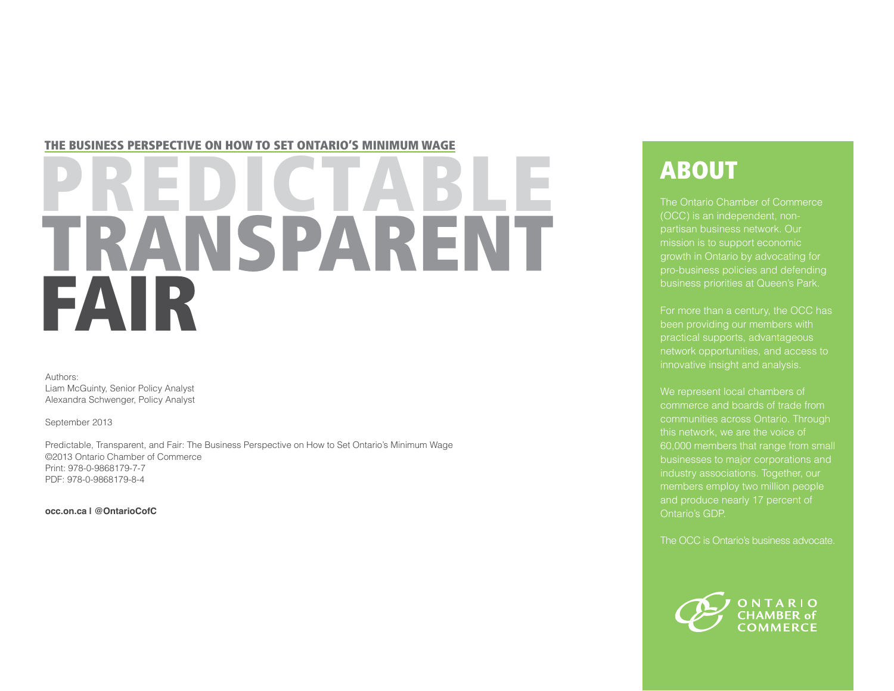THE BUSINESS PERSPECTIVE ON HOW TO SET ONTARIO'S MINIMUM WAGE

# PREDICTABLE TRANSPARENT FAIR

Authors:
Liam McGuinty, Senior Policy Analyst
Alexandra Schwenger, Policy Analyst

September 2013

Predictable, Transparent, and Fair: The Business Perspective on How to Set Ontario's Minimum Wage
©2013 Ontario Chamber of Commerce
Print: 978-0-9868179-7-7
PDF: 978-0-9868179-8-4

**occ.on.ca | @OntarioCofC**

## ABOUT

The Ontario Chamber of Commerce (OCC) is an independent, non-partisan business network. Our mission is to support economic growth in Ontario by advocating for pro-business policies and defending business priorities at Queen's Park.

For more than a century, the OCC has been providing our members with practical supports, advantageous network opportunities, and access to innovative insight and analysis.

We represent local chambers of commerce and boards of trade from communities across Ontario. Through this network, we are the voice of 60,000 members that range from small businesses to major corporations and industry associations. Together, our members employ two million people and produce nearly 17 percent of Ontario's GDP.

The OCC is Ontario's business advocate.

ONTARIO CHAMBER of COMMERCE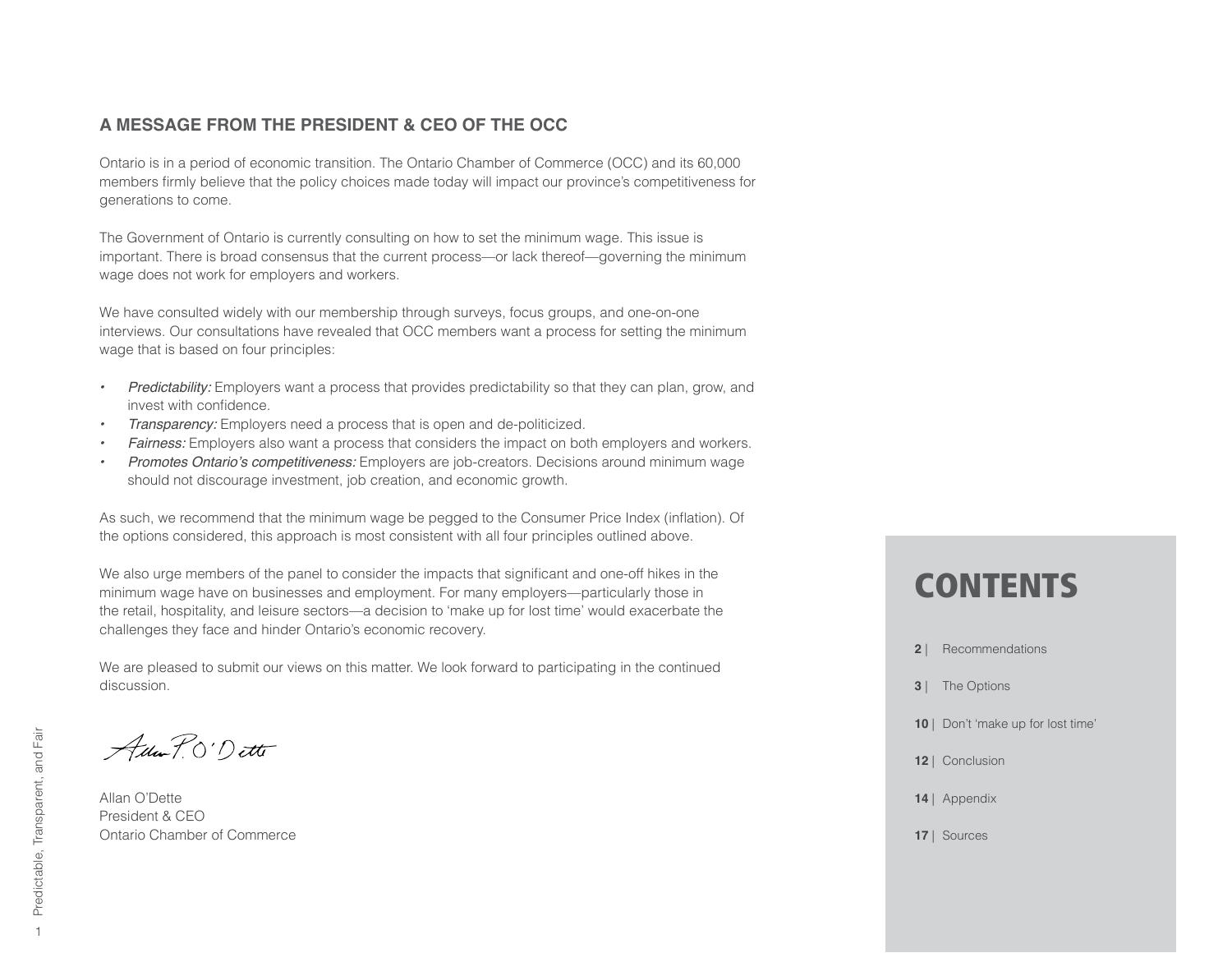## A MESSAGE FROM THE PRESIDENT & CEO OF THE OCC

Ontario is in a period of economic transition. The Ontario Chamber of Commerce (OCC) and its 60,000 members firmly believe that the policy choices made today will impact our province's competitiveness for generations to come.

The Government of Ontario is currently consulting on how to set the minimum wage. This issue is important. There is broad consensus that the current process—or lack thereof—governing the minimum wage does not work for employers and workers.

We have consulted widely with our membership through surveys, focus groups, and one-on-one interviews. Our consultations have revealed that OCC members want a process for setting the minimum wage that is based on four principles:

- *Predictability:* Employers want a process that provides predictability so that they can plan, grow, and invest with confidence.
- *Transparency:* Employers need a process that is open and de-politicized.
- *Fairness:* Employers also want a process that considers the impact on both employers and workers.
- *Promotes Ontario's competitiveness:* Employers are job-creators. Decisions around minimum wage should not discourage investment, job creation, and economic growth.

As such, we recommend that the minimum wage be pegged to the Consumer Price Index (inflation). Of the options considered, this approach is most consistent with all four principles outlined above.

We also urge members of the panel to consider the impacts that significant and one-off hikes in the minimum wage have on businesses and employment. For many employers—particularly those in the retail, hospitality, and leisure sectors—a decision to 'make up for lost time' would exacerbate the challenges they face and hinder Ontario's economic recovery.

We are pleased to submit our views on this matter. We look forward to participating in the continued discussion.

Allan O'Dette
President & CEO
Ontario Chamber of Commerce

# CONTENTS

**2** | Recommendations

**3** | The Options

**10** | Don't 'make up for lost time'

**12** | Conclusion

**14** | Appendix

**17** | Sources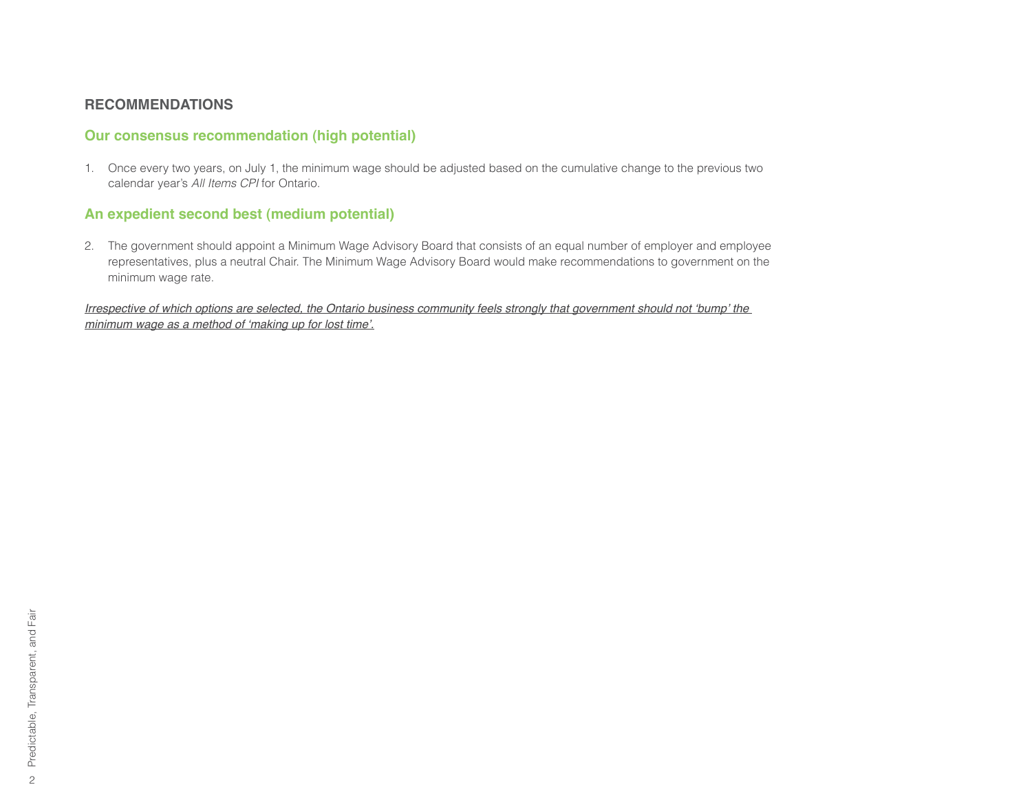## RECOMMENDATIONS

### Our consensus recommendation (high potential)

1. Once every two years, on July 1, the minimum wage should be adjusted based on the cumulative change to the previous two calendar year's *All Items CPI* for Ontario.

### An expedient second best (medium potential)

2. The government should appoint a Minimum Wage Advisory Board that consists of an equal number of employer and employee representatives, plus a neutral Chair. The Minimum Wage Advisory Board would make recommendations to government on the minimum wage rate.

*Irrespective of which options are selected, the Ontario business community feels strongly that government should not 'bump' the minimum wage as a method of 'making up for lost time'.*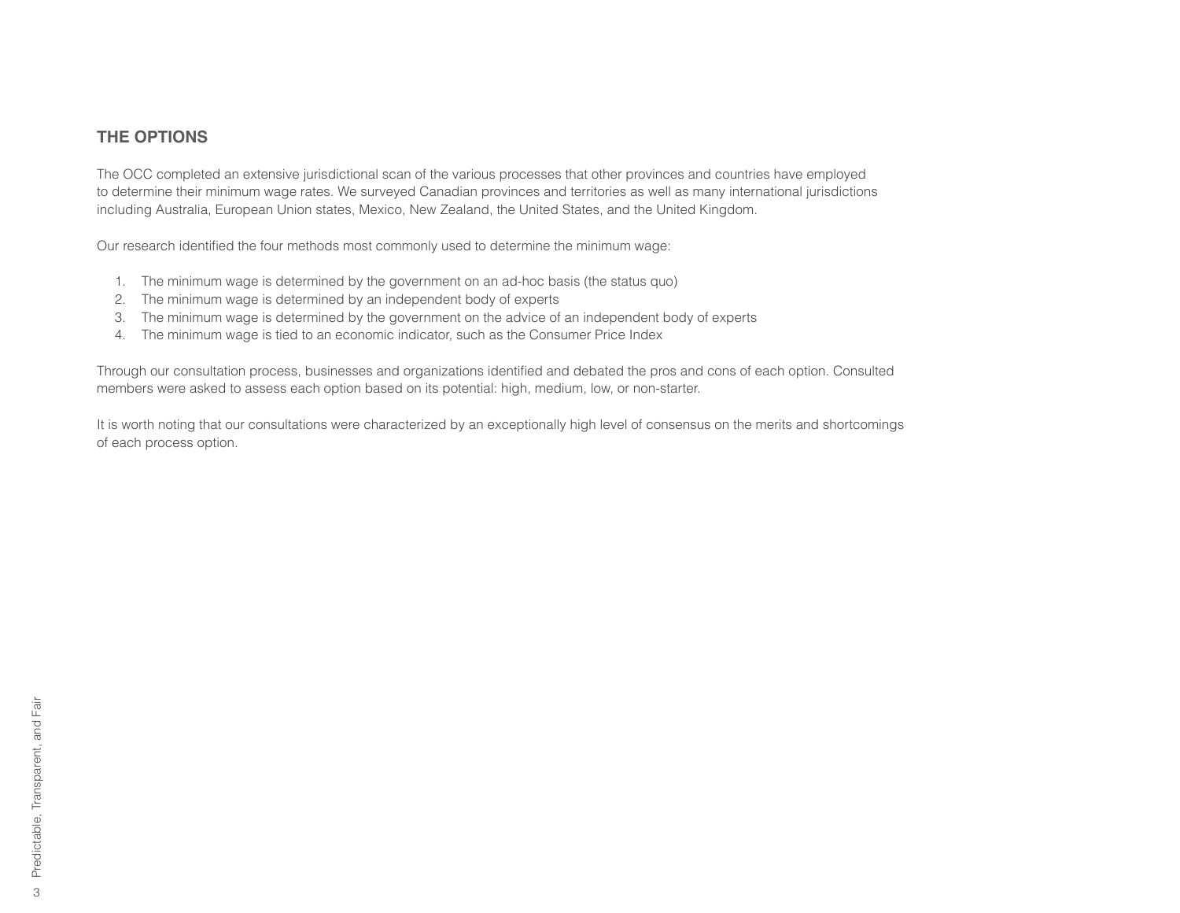## THE OPTIONS

The OCC completed an extensive jurisdictional scan of the various processes that other provinces and countries have employed to determine their minimum wage rates. We surveyed Canadian provinces and territories as well as many international jurisdictions including Australia, European Union states, Mexico, New Zealand, the United States, and the United Kingdom.

Our research identified the four methods most commonly used to determine the minimum wage:

1. The minimum wage is determined by the government on an ad-hoc basis (the status quo)
2. The minimum wage is determined by an independent body of experts
3. The minimum wage is determined by the government on the advice of an independent body of experts
4. The minimum wage is tied to an economic indicator, such as the Consumer Price Index

Through our consultation process, businesses and organizations identified and debated the pros and cons of each option. Consulted members were asked to assess each option based on its potential: high, medium, low, or non-starter.

It is worth noting that our consultations were characterized by an exceptionally high level of consensus on the merits and shortcomings of each process option.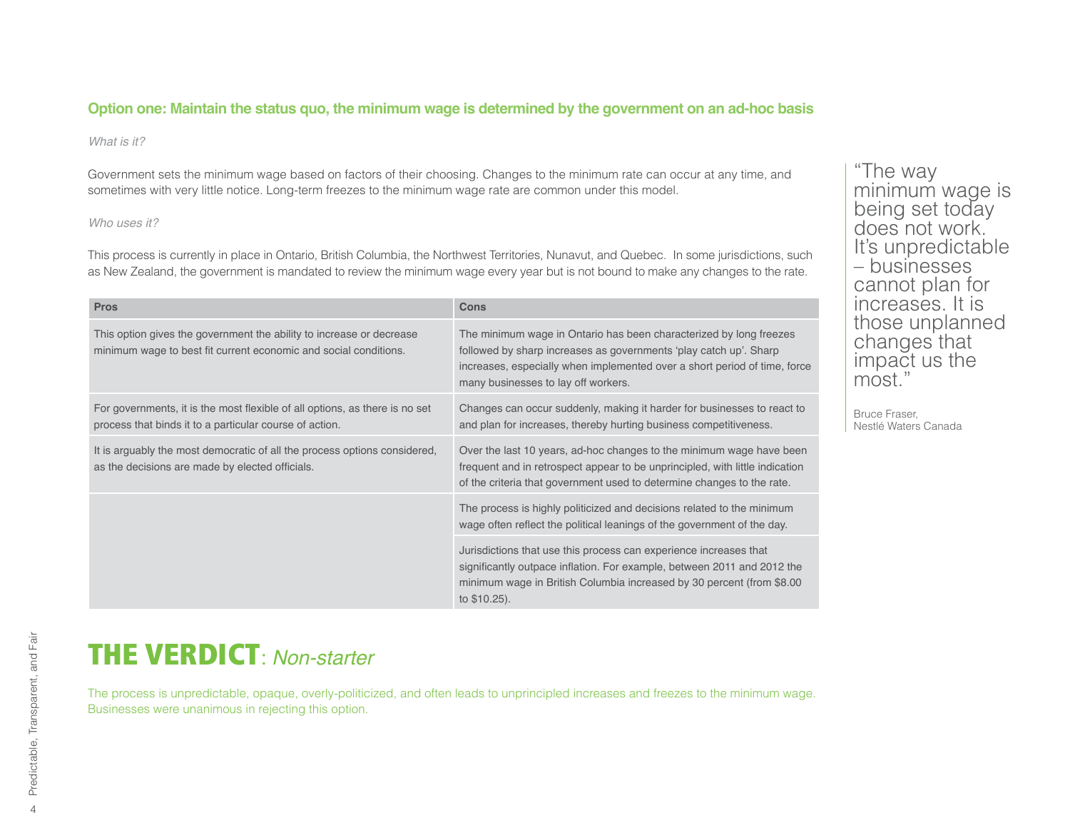### Option one: Maintain the status quo, the minimum wage is determined by the government on an ad-hoc basis

*What is it?*

Government sets the minimum wage based on factors of their choosing. Changes to the minimum rate can occur at any time, and sometimes with very little notice. Long-term freezes to the minimum wage rate are common under this model.

*Who uses it?*

This process is currently in place in Ontario, British Columbia, the Northwest Territories, Nunavut, and Quebec. In some jurisdictions, such as New Zealand, the government is mandated to review the minimum wage every year but is not bound to make any changes to the rate.

| Pros | Cons |
|---|---|
| This option gives the government the ability to increase or decrease minimum wage to best fit current economic and social conditions. | The minimum wage in Ontario has been characterized by long freezes followed by sharp increases as governments 'play catch up'. Sharp increases, especially when implemented over a short period of time, force many businesses to lay off workers. |
| For governments, it is the most flexible of all options, as there is no set process that binds it to a particular course of action. | Changes can occur suddenly, making it harder for businesses to react to and plan for increases, thereby hurting business competitiveness. |
| It is arguably the most democratic of all the process options considered, as the decisions are made by elected officials. | Over the last 10 years, ad-hoc changes to the minimum wage have been frequent and in retrospect appear to be unprincipled, with little indication of the criteria that government used to determine changes to the rate. |
| | The process is highly politicized and decisions related to the minimum wage often reflect the political leanings of the government of the day. |
| | Jurisdictions that use this process can experience increases that significantly outpace inflation. For example, between 2011 and 2012 the minimum wage in British Columbia increased by 30 percent (from $8.00 to $10.25). |

> "The way minimum wage is being set today does not work. It's unpredictable – businesses cannot plan for increases. It is those unplanned changes that impact us the most."
>
> Bruce Fraser,
> Nestlé Waters Canada

## THE VERDICT: *Non-starter*

The process is unpredictable, opaque, overly-politicized, and often leads to unprincipled increases and freezes to the minimum wage. Businesses were unanimous in rejecting this option.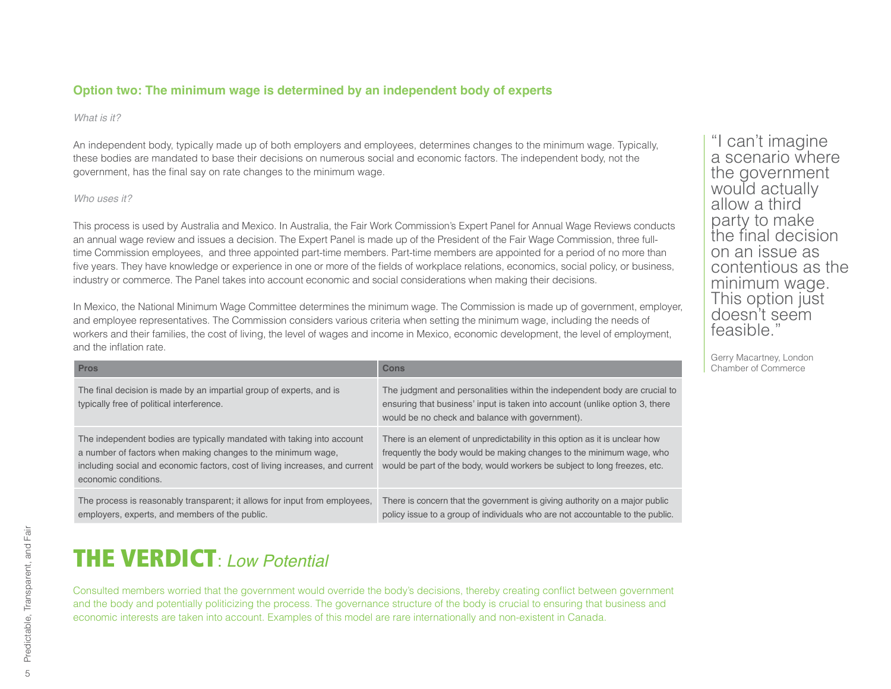## Option two: The minimum wage is determined by an independent body of experts

*What is it?*

An independent body, typically made up of both employers and employees, determines changes to the minimum wage. Typically, these bodies are mandated to base their decisions on numerous social and economic factors. The independent body, not the government, has the final say on rate changes to the minimum wage.

*Who uses it?*

This process is used by Australia and Mexico. In Australia, the Fair Work Commission's Expert Panel for Annual Wage Reviews conducts an annual wage review and issues a decision. The Expert Panel is made up of the President of the Fair Wage Commission, three full-time Commission employees, and three appointed part-time members. Part-time members are appointed for a period of no more than five years. They have knowledge or experience in one or more of the fields of workplace relations, economics, social policy, or business, industry or commerce. The Panel takes into account economic and social considerations when making their decisions.

In Mexico, the National Minimum Wage Committee determines the minimum wage. The Commission is made up of government, employer, and employee representatives. The Commission considers various criteria when setting the minimum wage, including the needs of workers and their families, the cost of living, the level of wages and income in Mexico, economic development, the level of employment, and the inflation rate.

| Pros | Cons |
|---|---|
| The final decision is made by an impartial group of experts, and is typically free of political interference. | The judgment and personalities within the independent body are crucial to ensuring that business' input is taken into account (unlike option 3, there would be no check and balance with government). |
| The independent bodies are typically mandated with taking into account a number of factors when making changes to the minimum wage, including social and economic factors, cost of living increases, and current economic conditions. | There is an element of unpredictability in this option as it is unclear how frequently the body would be making changes to the minimum wage, who would be part of the body, would workers be subject to long freezes, etc. |
| The process is reasonably transparent; it allows for input from employees, employers, experts, and members of the public. | There is concern that the government is giving authority on a major public policy issue to a group of individuals who are not accountable to the public. |

# THE VERDICT: *Low Potential*

Consulted members worried that the government would override the body's decisions, thereby creating conflict between government and the body and potentially politicizing the process. The governance structure of the body is crucial to ensuring that business and economic interests are taken into account. Examples of this model are rare internationally and non-existent in Canada.

"I can't imagine a scenario where the government would actually allow a third party to make the final decision on an issue as contentious as the minimum wage. This option just doesn't seem feasible."

Gerry Macartney, London Chamber of Commerce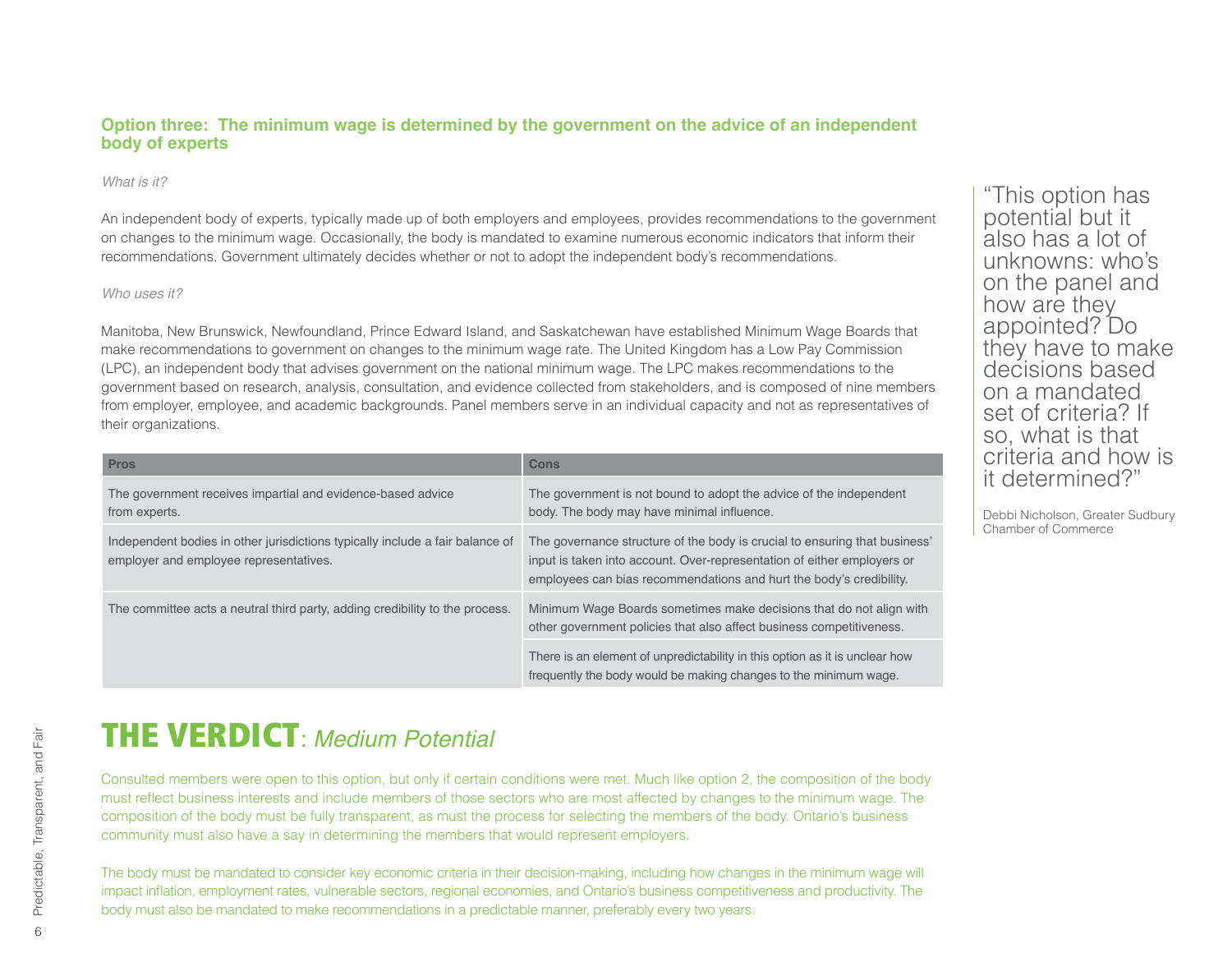## Option three: The minimum wage is determined by the government on the advice of an independent body of experts

*What is it?*

An independent body of experts, typically made up of both employers and employees, provides recommendations to the government on changes to the minimum wage. Occasionally, the body is mandated to examine numerous economic indicators that inform their recommendations. Government ultimately decides whether or not to adopt the independent body's recommendations.

*Who uses it?*

Manitoba, New Brunswick, Newfoundland, Prince Edward Island, and Saskatchewan have established Minimum Wage Boards that make recommendations to government on changes to the minimum wage rate. The United Kingdom has a Low Pay Commission (LPC), an independent body that advises government on the national minimum wage. The LPC makes recommendations to the government based on research, analysis, consultation, and evidence collected from stakeholders, and is composed of nine members from employer, employee, and academic backgrounds. Panel members serve in an individual capacity and not as representatives of their organizations.

| Pros | Cons |
|---|---|
| The government receives impartial and evidence-based advice from experts. | The government is not bound to adopt the advice of the independent body. The body may have minimal influence. |
| Independent bodies in other jurisdictions typically include a fair balance of employer and employee representatives. | The governance structure of the body is crucial to ensuring that business' input is taken into account. Over-representation of either employers or employees can bias recommendations and hurt the body's credibility. |
| The committee acts a neutral third party, adding credibility to the process. | Minimum Wage Boards sometimes make decisions that do not align with other government policies that also affect business competitiveness. |
| | There is an element of unpredictability in this option as it is unclear how frequently the body would be making changes to the minimum wage. |

> "This option has potential but it also has a lot of unknowns: who's on the panel and how are they appointed? Do they have to make decisions based on a mandated set of criteria? If so, what is that criteria and how is it determined?"
>
> Debbi Nicholson, Greater Sudbury Chamber of Commerce

## THE VERDICT: *Medium Potential*

Consulted members were open to this option, but only if certain conditions were met. Much like option 2, the composition of the body must reflect business interests and include members of those sectors who are most affected by changes to the minimum wage. The composition of the body must be fully transparent, as must the process for selecting the members of the body. Ontario's business community must also have a say in determining the members that would represent employers.

The body must be mandated to consider key economic criteria in their decision-making, including how changes in the minimum wage will impact inflation, employment rates, vulnerable sectors, regional economies, and Ontario's business competitiveness and productivity. The body must also be mandated to make recommendations in a predictable manner, preferably every two years.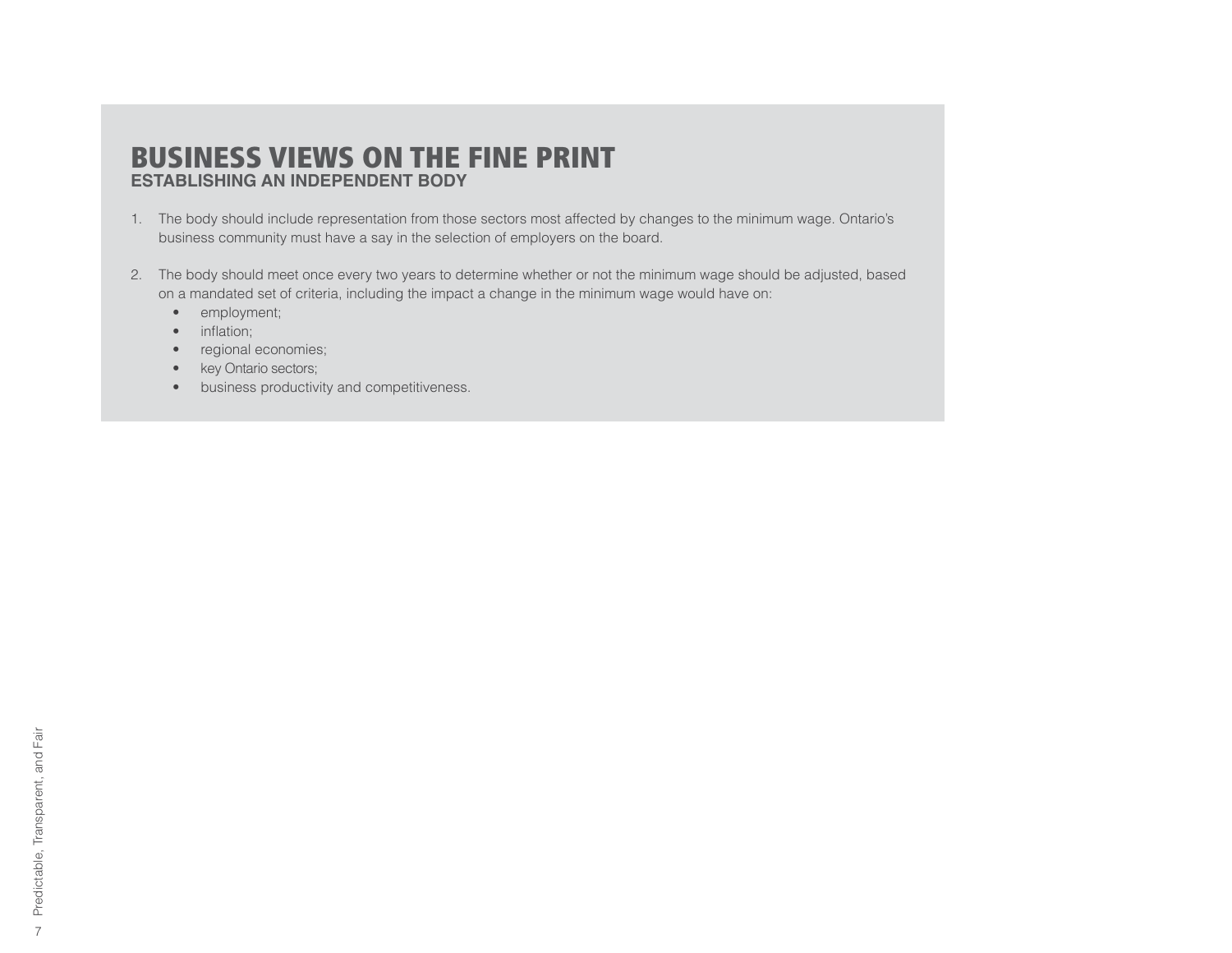## BUSINESS VIEWS ON THE FINE PRINT

### ESTABLISHING AN INDEPENDENT BODY

1. The body should include representation from those sectors most affected by changes to the minimum wage. Ontario's business community must have a say in the selection of employers on the board.

2. The body should meet once every two years to determine whether or not the minimum wage should be adjusted, based on a mandated set of criteria, including the impact a change in the minimum wage would have on:
   - employment;
   - inflation;
   - regional economies;
   - key Ontario sectors;
   - business productivity and competitiveness.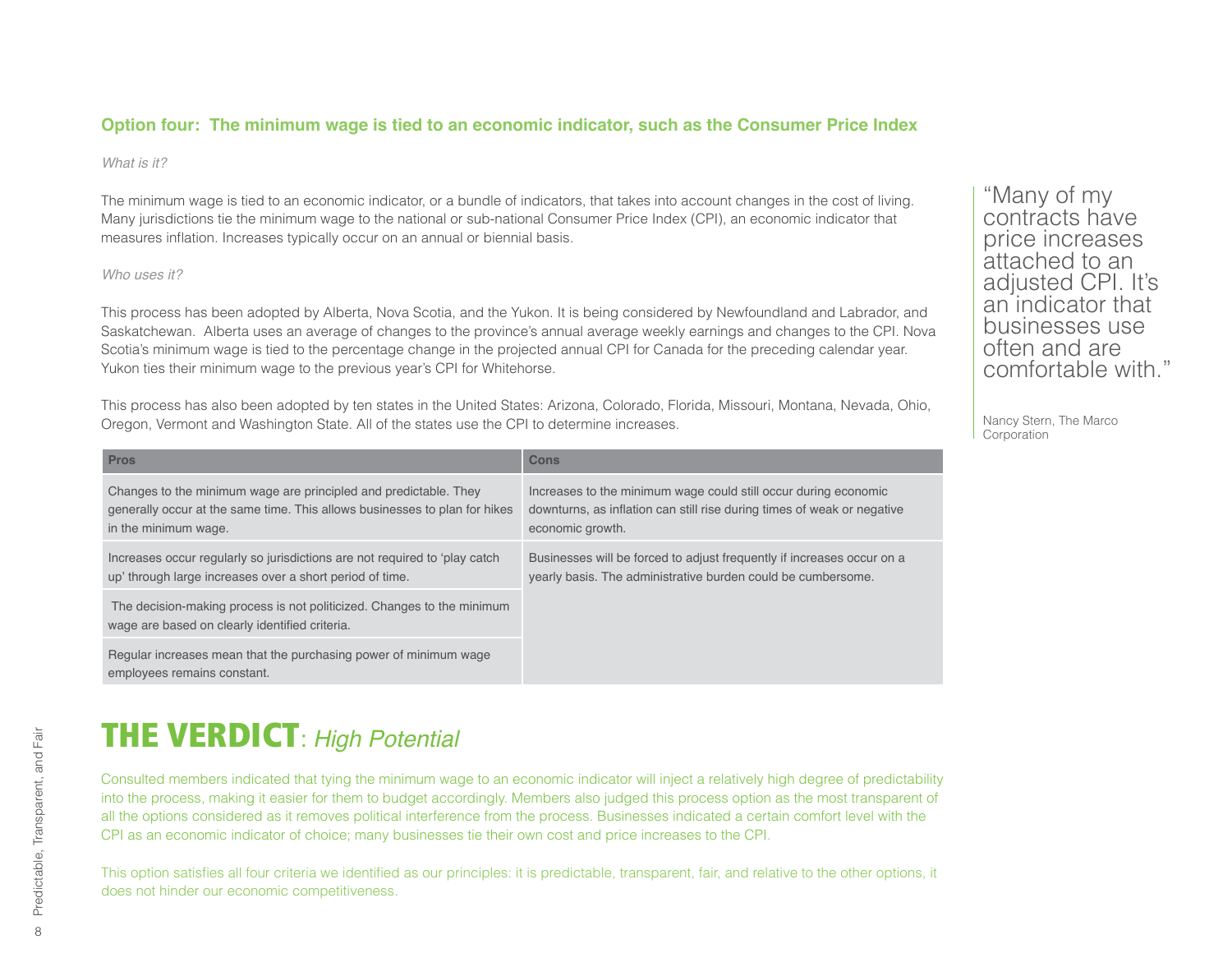## Option four: The minimum wage is tied to an economic indicator, such as the Consumer Price Index

*What is it?*

The minimum wage is tied to an economic indicator, or a bundle of indicators, that takes into account changes in the cost of living. Many jurisdictions tie the minimum wage to the national or sub-national Consumer Price Index (CPI), an economic indicator that measures inflation. Increases typically occur on an annual or biennial basis.

*Who uses it?*

This process has been adopted by Alberta, Nova Scotia, and the Yukon. It is being considered by Newfoundland and Labrador, and Saskatchewan. Alberta uses an average of changes to the province's annual average weekly earnings and changes to the CPI. Nova Scotia's minimum wage is tied to the percentage change in the projected annual CPI for Canada for the preceding calendar year. Yukon ties their minimum wage to the previous year's CPI for Whitehorse.

This process has also been adopted by ten states in the United States: Arizona, Colorado, Florida, Missouri, Montana, Nevada, Ohio, Oregon, Vermont and Washington State. All of the states use the CPI to determine increases.

> "Many of my contracts have price increases attached to an adjusted CPI. It's an indicator that businesses use often and are comfortable with."
>
> Nancy Stern, The Marco Corporation

| Pros | Cons |
|---|---|
| Changes to the minimum wage are principled and predictable. They generally occur at the same time. This allows businesses to plan for hikes in the minimum wage. | Increases to the minimum wage could still occur during economic downturns, as inflation can still rise during times of weak or negative economic growth. |
| Increases occur regularly so jurisdictions are not required to 'play catch up' through large increases over a short period of time. | Businesses will be forced to adjust frequently if increases occur on a yearly basis. The administrative burden could be cumbersome. |
| The decision-making process is not politicized. Changes to the minimum wage are based on clearly identified criteria. | |
| Regular increases mean that the purchasing power of minimum wage employees remains constant. | |

# THE VERDICT: *High Potential*

Consulted members indicated that tying the minimum wage to an economic indicator will inject a relatively high degree of predictability into the process, making it easier for them to budget accordingly. Members also judged this process option as the most transparent of all the options considered as it removes political interference from the process. Businesses indicated a certain comfort level with the CPI as an economic indicator of choice; many businesses tie their own cost and price increases to the CPI.

This option satisfies all four criteria we identified as our principles: it is predictable, transparent, fair, and relative to the other options, it does not hinder our economic competitiveness.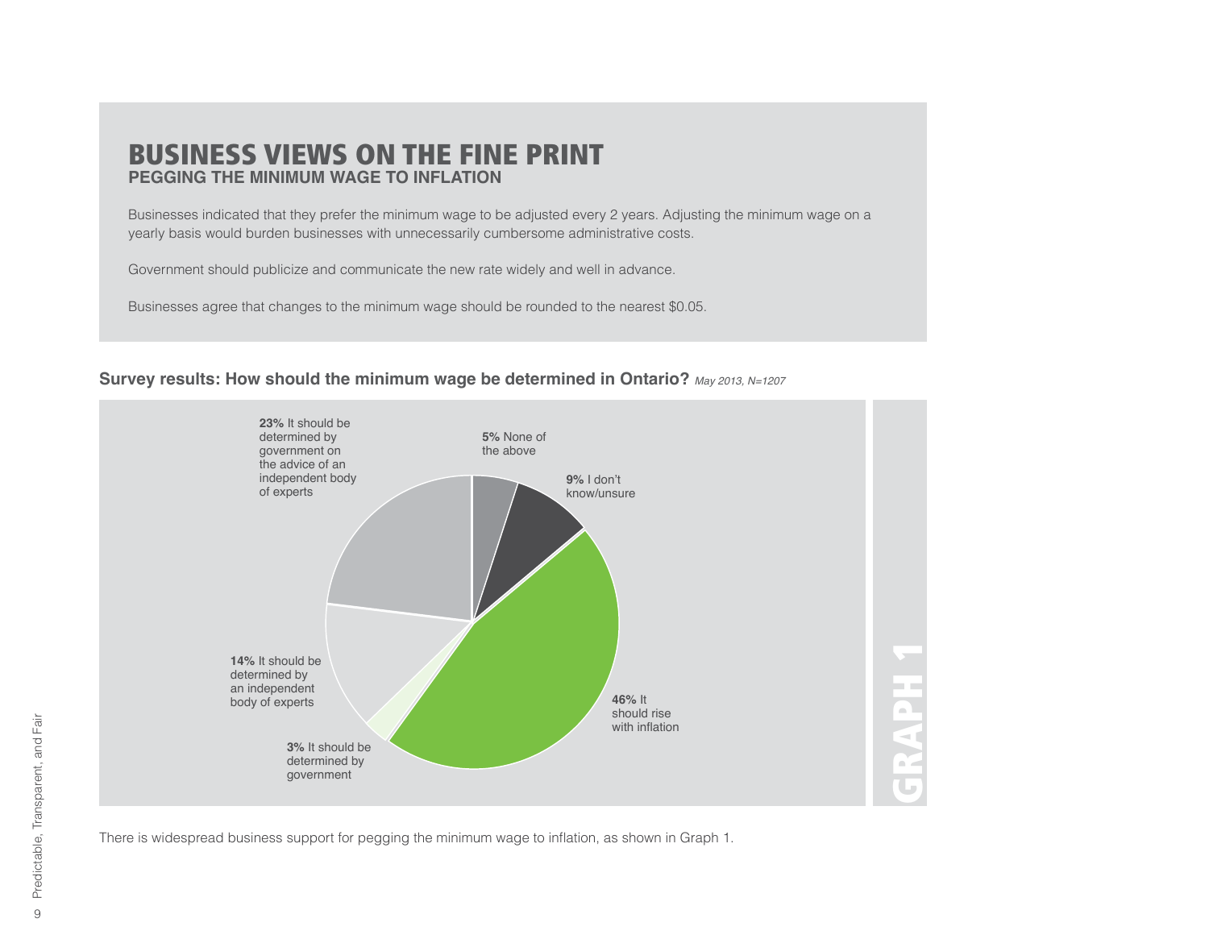# BUSINESS VIEWS ON THE FINE PRINT

## PEGGING THE MINIMUM WAGE TO INFLATION

Businesses indicated that they prefer the minimum wage to be adjusted every 2 years. Adjusting the minimum wage on a yearly basis would burden businesses with unnecessarily cumbersome administrative costs.

Government should publicize and communicate the new rate widely and well in advance.

Businesses agree that changes to the minimum wage should be rounded to the nearest $0.05.

**Survey results: How should the minimum wage be determined in Ontario?** *May 2013, N=1207*

**23%** It should be determined by government on the advice of an independent body of experts

**5%** None of the above

**9%** I don't know/unsure

**46%** It should rise with inflation

**3%** It should be determined by government

**14%** It should be determined by an independent body of experts

GRAPH 1

There is widespread business support for pegging the minimum wage to inflation, as shown in Graph 1.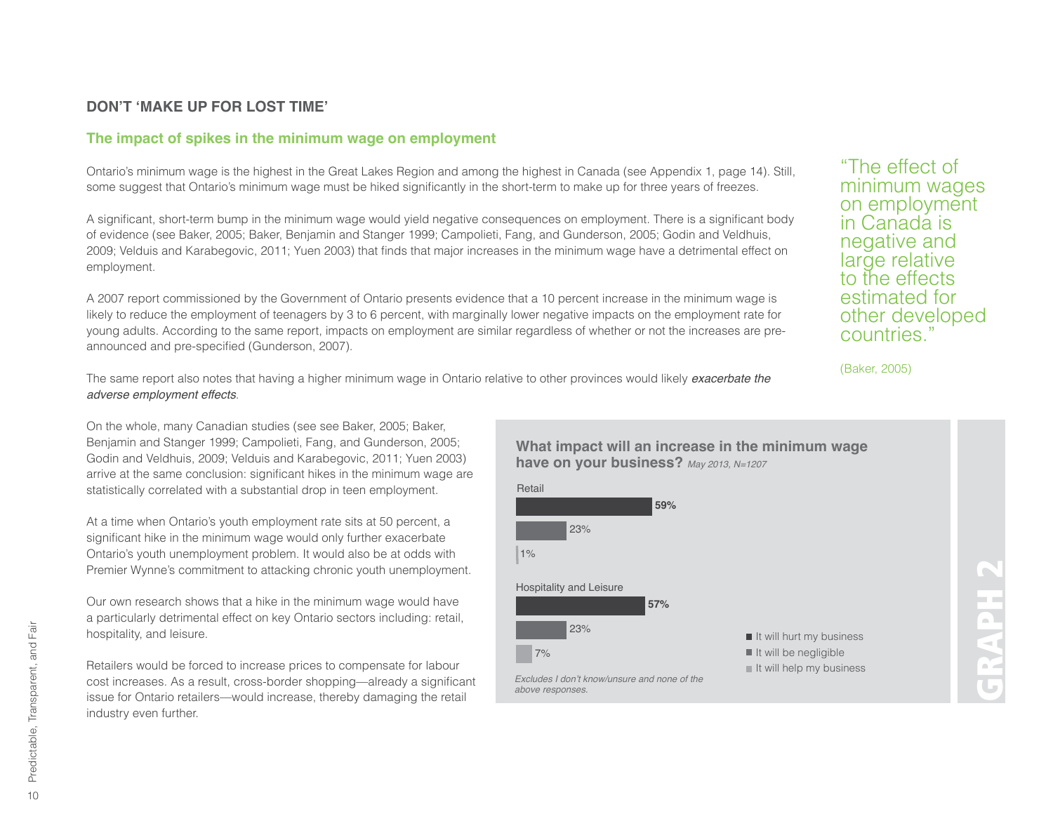## DON'T 'MAKE UP FOR LOST TIME'

### The impact of spikes in the minimum wage on employment

Ontario's minimum wage is the highest in the Great Lakes Region and among the highest in Canada (see Appendix 1, page 14). Still, some suggest that Ontario's minimum wage must be hiked significantly in the short-term to make up for three years of freezes.

A significant, short-term bump in the minimum wage would yield negative consequences on employment. There is a significant body of evidence (see Baker, 2005; Baker, Benjamin and Stanger 1999; Campolieti, Fang, and Gunderson, 2005; Godin and Veldhuis, 2009; Velduis and Karabegovic, 2011; Yuen 2003) that finds that major increases in the minimum wage have a detrimental effect on employment.

A 2007 report commissioned by the Government of Ontario presents evidence that a 10 percent increase in the minimum wage is likely to reduce the employment of teenagers by 3 to 6 percent, with marginally lower negative impacts on the employment rate for young adults. According to the same report, impacts on employment are similar regardless of whether or not the increases are pre-announced and pre-specified (Gunderson, 2007).

The same report also notes that having a higher minimum wage in Ontario relative to other provinces would likely *exacerbate the adverse employment effects*.

> "The effect of minimum wages on employment in Canada is negative and large relative to the effects estimated for other developed countries."
>
> (Baker, 2005)

On the whole, many Canadian studies (see see Baker, 2005; Baker, Benjamin and Stanger 1999; Campolieti, Fang, and Gunderson, 2005; Godin and Veldhuis, 2009; Velduis and Karabegovic, 2011; Yuen 2003) arrive at the same conclusion: significant hikes in the minimum wage are statistically correlated with a substantial drop in teen employment.

At a time when Ontario's youth employment rate sits at 50 percent, a significant hike in the minimum wage would only further exacerbate Ontario's youth unemployment problem. It would also be at odds with Premier Wynne's commitment to attacking chronic youth unemployment.

Our own research shows that a hike in the minimum wage would have a particularly detrimental effect on key Ontario sectors including: retail, hospitality, and leisure.

Retailers would be forced to increase prices to compensate for labour cost increases. As a result, cross-border shopping—already a significant issue for Ontario retailers—would increase, thereby damaging the retail industry even further.

**GRAPH 2**

**What impact will an increase in the minimum wage have on your business?** *May 2013, N=1207*

| | It will hurt my business | It will be negligible | It will help my business |
|---|---|---|---|
| Retail | 59% | 23% | 1% |
| Hospitality and Leisure | 57% | 23% | 7% |

*Excludes I don't know/unsure and none of the above responses.*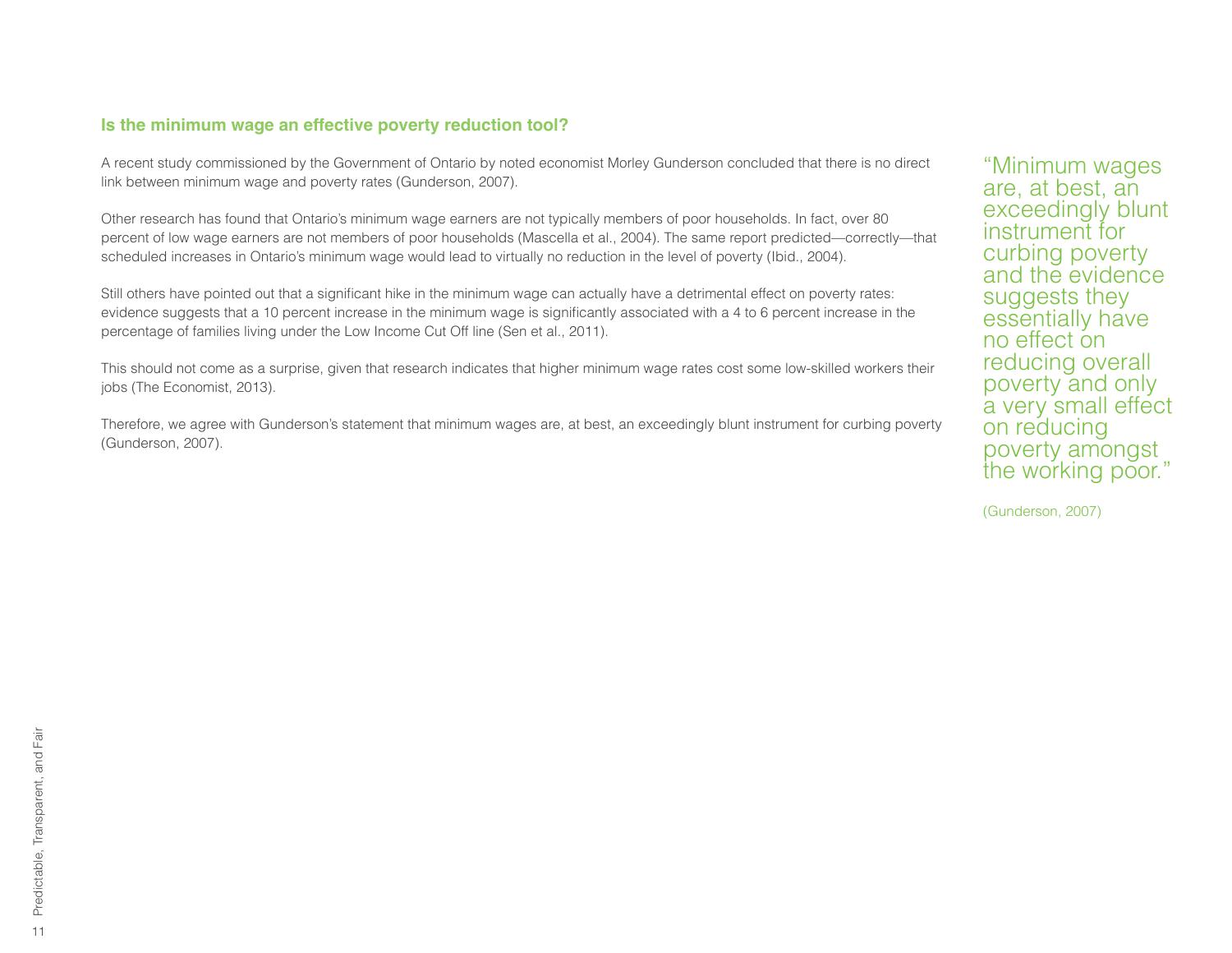## Is the minimum wage an effective poverty reduction tool?

A recent study commissioned by the Government of Ontario by noted economist Morley Gunderson concluded that there is no direct link between minimum wage and poverty rates (Gunderson, 2007).

Other research has found that Ontario's minimum wage earners are not typically members of poor households. In fact, over 80 percent of low wage earners are not members of poor households (Mascella et al., 2004). The same report predicted—correctly—that scheduled increases in Ontario's minimum wage would lead to virtually no reduction in the level of poverty (Ibid., 2004).

Still others have pointed out that a significant hike in the minimum wage can actually have a detrimental effect on poverty rates: evidence suggests that a 10 percent increase in the minimum wage is significantly associated with a 4 to 6 percent increase in the percentage of families living under the Low Income Cut Off line (Sen et al., 2011).

This should not come as a surprise, given that research indicates that higher minimum wage rates cost some low-skilled workers their jobs (The Economist, 2013).

Therefore, we agree with Gunderson's statement that minimum wages are, at best, an exceedingly blunt instrument for curbing poverty (Gunderson, 2007).

> "Minimum wages are, at best, an exceedingly blunt instrument for curbing poverty and the evidence suggests they essentially have no effect on reducing overall poverty and only a very small effect on reducing poverty amongst the working poor."
>
> (Gunderson, 2007)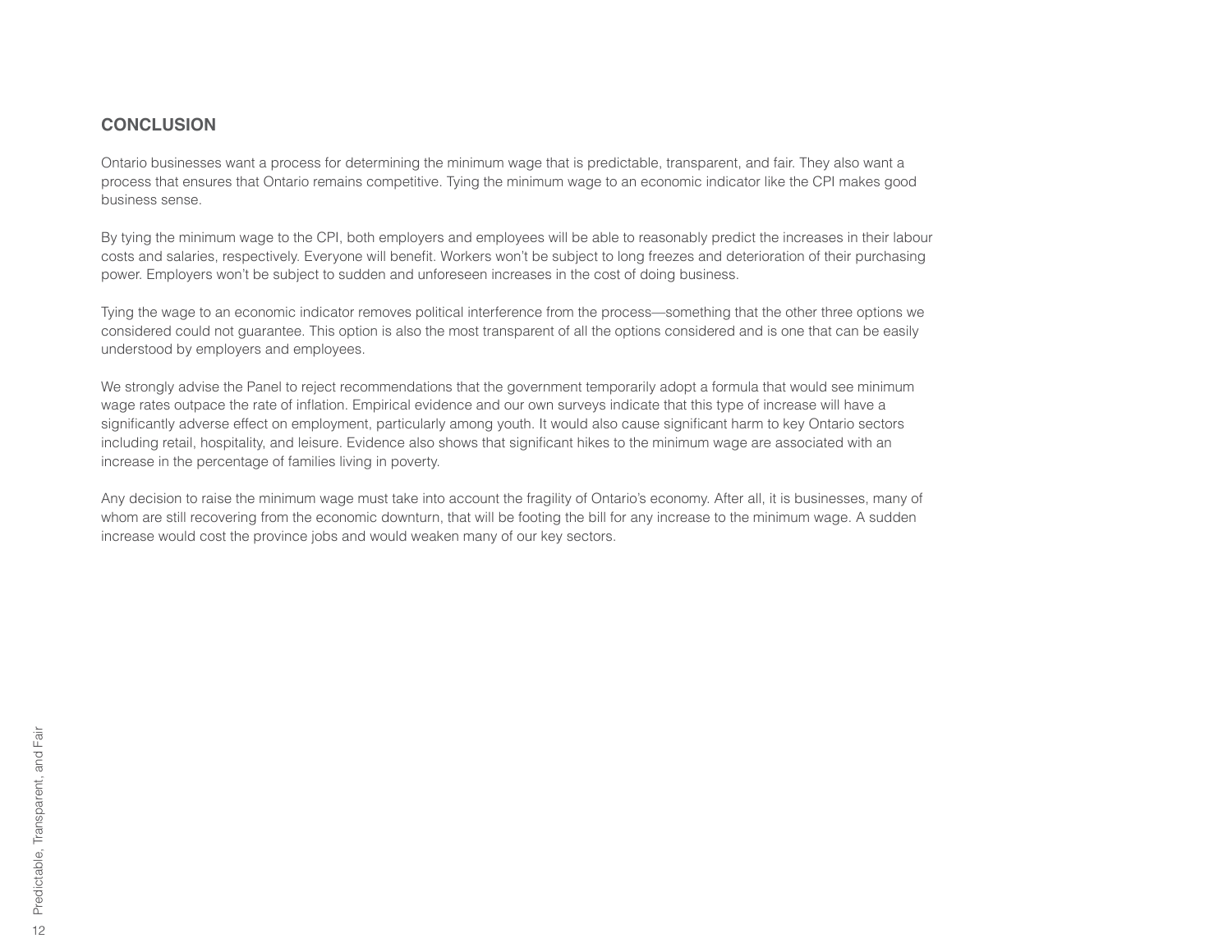## CONCLUSION

Ontario businesses want a process for determining the minimum wage that is predictable, transparent, and fair. They also want a process that ensures that Ontario remains competitive. Tying the minimum wage to an economic indicator like the CPI makes good business sense.

By tying the minimum wage to the CPI, both employers and employees will be able to reasonably predict the increases in their labour costs and salaries, respectively. Everyone will benefit. Workers won't be subject to long freezes and deterioration of their purchasing power. Employers won't be subject to sudden and unforeseen increases in the cost of doing business.

Tying the wage to an economic indicator removes political interference from the process—something that the other three options we considered could not guarantee. This option is also the most transparent of all the options considered and is one that can be easily understood by employers and employees.

We strongly advise the Panel to reject recommendations that the government temporarily adopt a formula that would see minimum wage rates outpace the rate of inflation. Empirical evidence and our own surveys indicate that this type of increase will have a significantly adverse effect on employment, particularly among youth. It would also cause significant harm to key Ontario sectors including retail, hospitality, and leisure. Evidence also shows that significant hikes to the minimum wage are associated with an increase in the percentage of families living in poverty.

Any decision to raise the minimum wage must take into account the fragility of Ontario's economy. After all, it is businesses, many of whom are still recovering from the economic downturn, that will be footing the bill for any increase to the minimum wage. A sudden increase would cost the province jobs and would weaken many of our key sectors.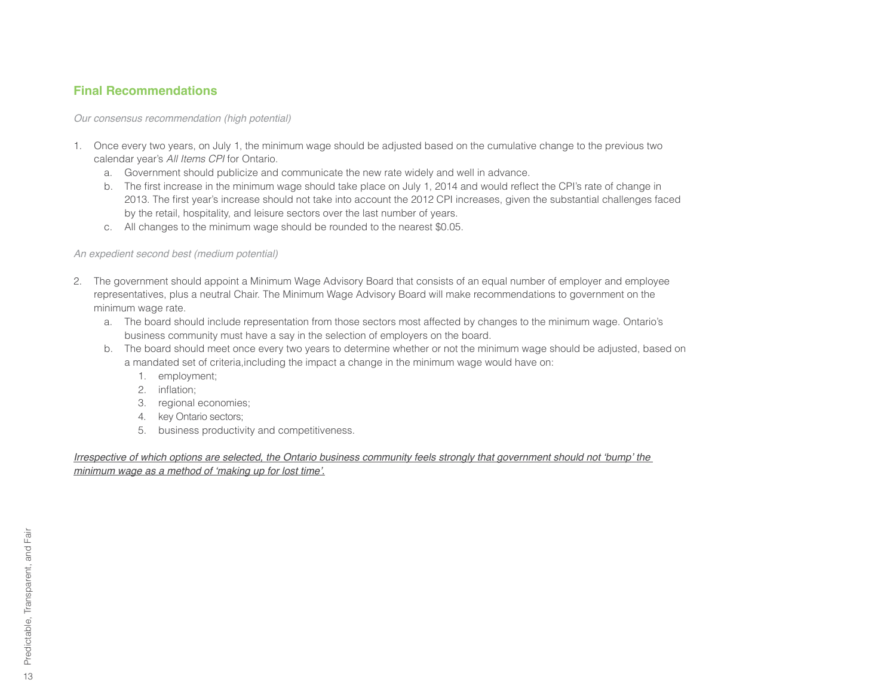## Final Recommendations

*Our consensus recommendation (high potential)*

1. Once every two years, on July 1, the minimum wage should be adjusted based on the cumulative change to the previous two calendar year's *All Items CPI* for Ontario.
    a. Government should publicize and communicate the new rate widely and well in advance.
    b. The first increase in the minimum wage should take place on July 1, 2014 and would reflect the CPI's rate of change in 2013. The first year's increase should not take into account the 2012 CPI increases, given the substantial challenges faced by the retail, hospitality, and leisure sectors over the last number of years.
    c. All changes to the minimum wage should be rounded to the nearest $0.05.

*An expedient second best (medium potential)*

2. The government should appoint a Minimum Wage Advisory Board that consists of an equal number of employer and employee representatives, plus a neutral Chair. The Minimum Wage Advisory Board will make recommendations to government on the minimum wage rate.
    a. The board should include representation from those sectors most affected by changes to the minimum wage. Ontario's business community must have a say in the selection of employers on the board.
    b. The board should meet once every two years to determine whether or not the minimum wage should be adjusted, based on a mandated set of criteria,including the impact a change in the minimum wage would have on:
        1. employment;
        2. inflation;
        3. regional economies;
        4. key Ontario sectors;
        5. business productivity and competitiveness.

*Irrespective of which options are selected, the Ontario business community feels strongly that government should not 'bump' the minimum wage as a method of 'making up for lost time'.*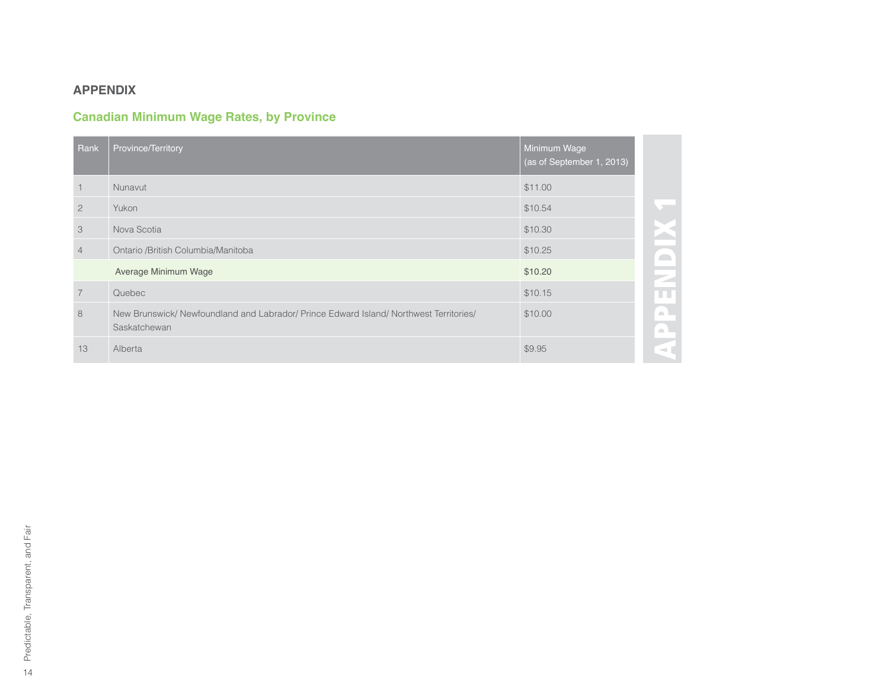## APPENDIX

### Canadian Minimum Wage Rates, by Province

| Rank | Province/Territory | Minimum Wage (as of September 1, 2013) |
|---|---|---|
| 1 | Nunavut | $11.00 |
| 2 | Yukon | $10.54 |
| 3 | Nova Scotia | $10.30 |
| 4 | Ontario /British Columbia/Manitoba | $10.25 |
| | Average Minimum Wage | $10.20 |
| 7 | Quebec | $10.15 |
| 8 | New Brunswick/ Newfoundland and Labrador/ Prince Edward Island/ Northwest Territories/ Saskatchewan | $10.00 |
| 13 | Alberta | $9.95 |

APPENDIX 1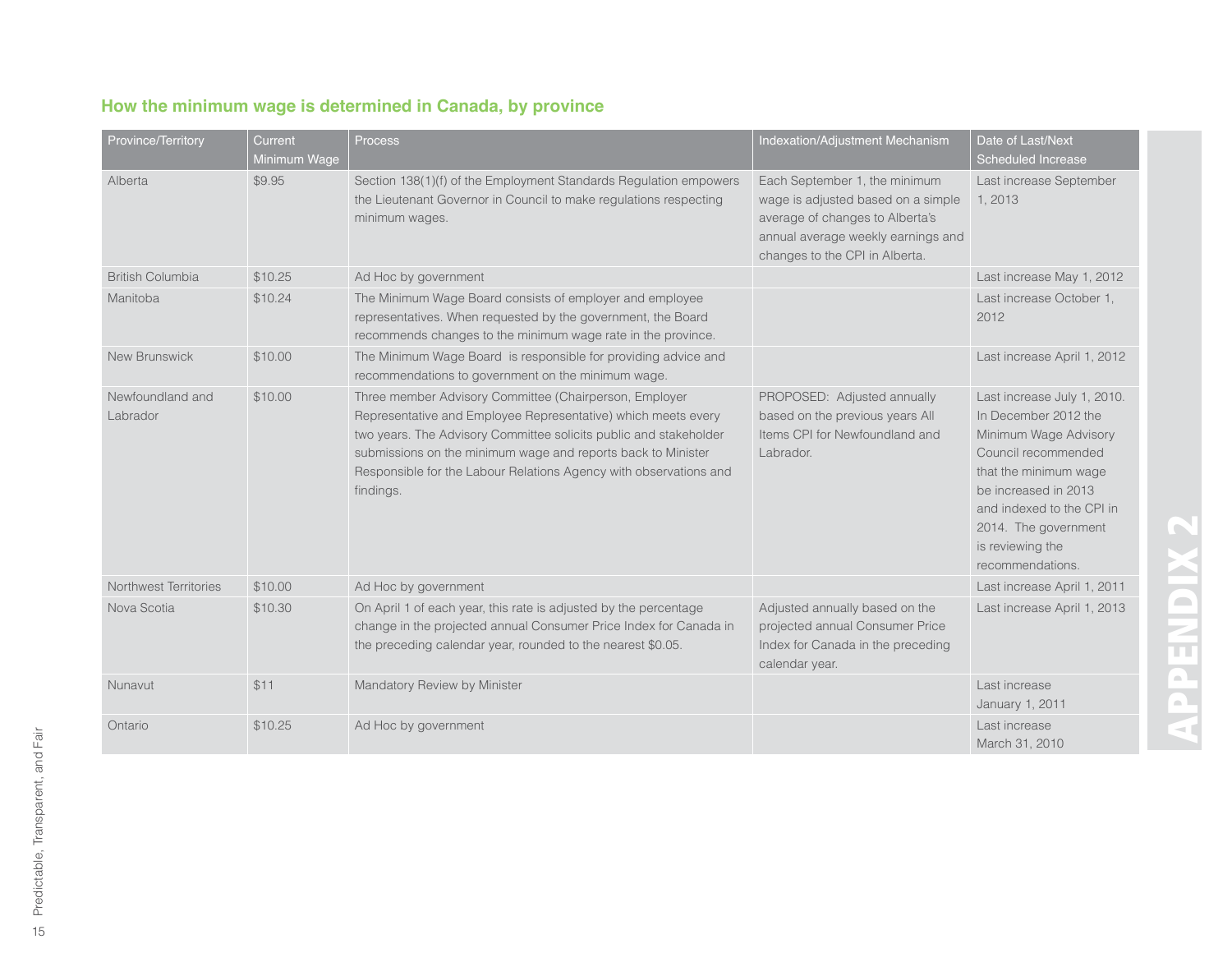## How the minimum wage is determined in Canada, by province

| Province/Territory | Current Minimum Wage | Process | Indexation/Adjustment Mechanism | Date of Last/Next Scheduled Increase |
|---|---|---|---|---|
| Alberta | $9.95 | Section 138(1)(f) of the Employment Standards Regulation empowers the Lieutenant Governor in Council to make regulations respecting minimum wages. | Each September 1, the minimum wage is adjusted based on a simple average of changes to Alberta's annual average weekly earnings and changes to the CPI in Alberta. | Last increase September 1, 2013 |
| British Columbia | $10.25 | Ad Hoc by government | | Last increase May 1, 2012 |
| Manitoba | $10.24 | The Minimum Wage Board consists of employer and employee representatives. When requested by the government, the Board recommends changes to the minimum wage rate in the province. | | Last increase October 1, 2012 |
| New Brunswick | $10.00 | The Minimum Wage Board is responsible for providing advice and recommendations to government on the minimum wage. | | Last increase April 1, 2012 |
| Newfoundland and Labrador | $10.00 | Three member Advisory Committee (Chairperson, Employer Representative and Employee Representative) which meets every two years. The Advisory Committee solicits public and stakeholder submissions on the minimum wage and reports back to Minister Responsible for the Labour Relations Agency with observations and findings. | PROPOSED: Adjusted annually based on the previous years All Items CPI for Newfoundland and Labrador. | Last increase July 1, 2010. In December 2012 the Minimum Wage Advisory Council recommended that the minimum wage be increased in 2013 and indexed to the CPI in 2014. The government is reviewing the recommendations. |
| Northwest Territories | $10.00 | Ad Hoc by government | | Last increase April 1, 2011 |
| Nova Scotia | $10.30 | On April 1 of each year, this rate is adjusted by the percentage change in the projected annual Consumer Price Index for Canada in the preceding calendar year, rounded to the nearest $0.05. | Adjusted annually based on the projected annual Consumer Price Index for Canada in the preceding calendar year. | Last increase April 1, 2013 |
| Nunavut | $11 | Mandatory Review by Minister | | Last increase January 1, 2011 |
| Ontario | $10.25 | Ad Hoc by government | | Last increase March 31, 2010 |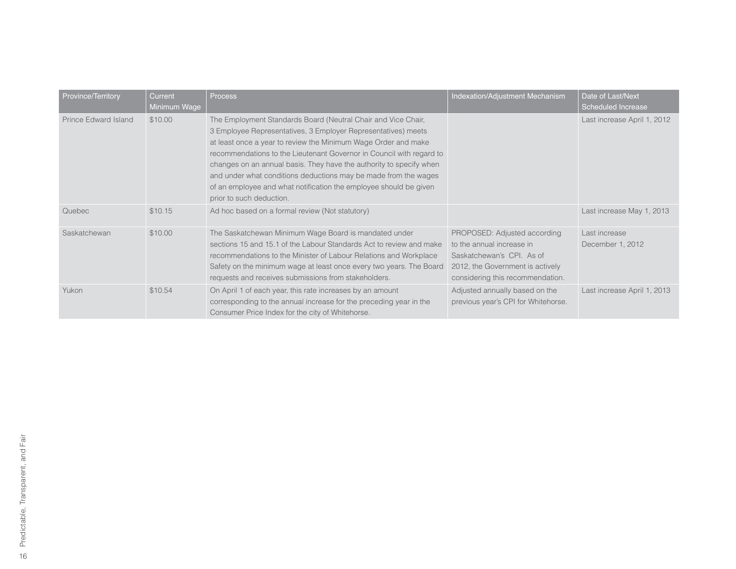| Province/Territory | Current Minimum Wage | Process | Indexation/Adjustment Mechanism | Date of Last/Next Scheduled Increase |
|---|---|---|---|---|
| Prince Edward Island | $10.00 | The Employment Standards Board (Neutral Chair and Vice Chair, 3 Employee Representatives, 3 Employer Representatives) meets at least once a year to review the Minimum Wage Order and make recommendations to the Lieutenant Governor in Council with regard to changes on an annual basis. They have the authority to specify when and under what conditions deductions may be made from the wages of an employee and what notification the employee should be given prior to such deduction. | | Last increase April 1, 2012 |
| Quebec | $10.15 | Ad hoc based on a formal review (Not statutory) | | Last increase May 1, 2013 |
| Saskatchewan | $10.00 | The Saskatchewan Minimum Wage Board is mandated under sections 15 and 15.1 of the Labour Standards Act to review and make recommendations to the Minister of Labour Relations and Workplace Safety on the minimum wage at least once every two years. The Board requests and receives submissions from stakeholders. | PROPOSED: Adjusted according to the annual increase in Saskatchewan's CPI. As of 2012, the Government is actively considering this recommendation. | Last increase December 1, 2012 |
| Yukon | $10.54 | On April 1 of each year, this rate increases by an amount corresponding to the annual increase for the preceding year in the Consumer Price Index for the city of Whitehorse. | Adjusted annually based on the previous year's CPI for Whitehorse. | Last increase April 1, 2013 |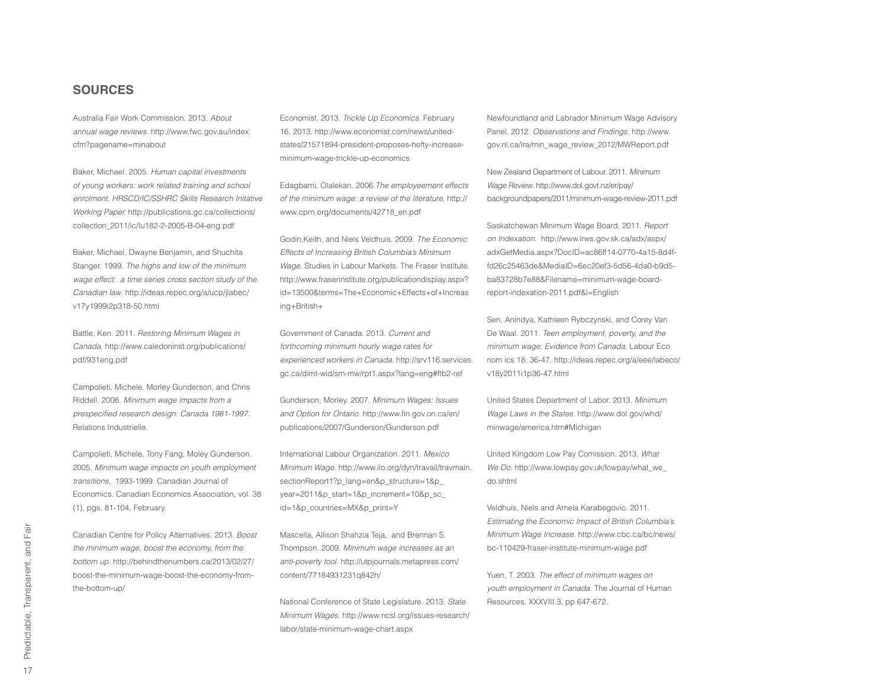## SOURCES

Australia Fair Work Commission. 2013. *About annual wage reviews.* http://www.fwc.gov.au/index.cfm?pagename=minabout

Baker, Michael. 2005. *Human capital investments of young workers: work related training and school enrolment. HRSCD/IC/SSHRC Skills Research Initative Working Paper.* http://publications.gc.ca/collections/collection_2011/ic/Iu182-2-2005-B-04-eng.pdf

Baker, Michael, Dwayne Benjamin, and Shuchita Stanger. 1999. *The highs and low of the minimum wage effect: a time series cross section study of the Canadian law.* http://ideas.repec.org/a/ucp/jlabec/v17y1999i2p318-50.html

Battle, Ken. 2011. *Restoring Minimum Wages in Canada.* http://www.caledoninst.org/publications/pdf/931eng.pdf

Campolieti, Michele, Morley Gunderson, and Chris Riddell. 2006. *Minimum wage impacts from a prespecified research design: Canada 1981-1997.* Relations Industrielle.

Campolieti, Michele, Tony Fang, Moley Gunderson. 2005. *Minimum wage impacts on youth employment transitions,* 1993-1999. Canadian Journal of Economics. Canadian Economics Association, vol. 38 (1), pgs. 81-104, February.

Canadian Centre for Policy Alternatives. 2013. *Boost the minimum wage, boost the economy, from the bottom up.* http://behindthenumbers.ca/2013/02/27/boost-the-minimum-wage-boost-the-economy-from-the-bottom-up/

Economist. 2013. *Trickle Up Economics.* February 16, 2013. http://www.economist.com/news/united-states/21571894-president-proposes-hefty-increase-minimum-wage-trickle-up-economics

Edagbami, Olalekan. 2006.*The employeement effects of the minimum wage: a review of the literature.* http://www.cprn.org/documents/42718_en.pdf

Godin,Keith, and Niels Veldhuis. 2009. *The Economic Effects of Increasing British Columbia's Minimum Wage.* Studies in Labour Markets. The Fraser Institute. http://www.fraserinstitute.org/publicationdisplay.aspx?id=13500&terms=The+Economic+Effects+of+Increasing+British+

Government of Canada. 2013. *Current and forthcoming minimum hourly wage rates for experienced workers in Canada.* http://srv116.services.gc.ca/dimt-wid/sm-mw/rpt1.aspx?lang=eng#ftb2-ref

Gunderson, Morley. 2007. *Minimum Wages: Issues and Option for Ontario.* http://www.fin.gov.on.ca/en/publications/2007/Gunderson/Gunderson.pdf

International Labour Organization. 2011. *Mexico Minimum Wage.* http://www.ilo.org/dyn/travail/travmain.sectionReport1?p_lang=en&p_structure=1&p_year=2011&p_start=1&p_increment=10&p_sc_id=1&p_countries=MX&p_print=Y

Mascella, Allison Shahzia Teja, and Brennan S. Thompson. 2009. *Minimum wage increases as an anti-poverty tool.* http://utpjournals.metapress.com/content/77184931231q842h/

National Conference of State Legislature. 2013. *State Minimum Wages.* http://www.ncsl.org/issues-research/labor/state-minimum-wage-chart.aspx

Newfoundland and Labrador Minimum Wage Advisory Panel. 2012. *Observations and Findings.* http://www.gov.nl.ca/lra/min_wage_review_2012/MWReport.pdf

New Zealand Department of Labour. 2011. *Minimum Wage Review.* http://www.dol.govt.nz/er/pay/backgroundpapers/2011/minimum-wage-review-2011.pdf

Saskatchewan Minimum Wage Board. 2011. *Report on Indexation.* http://www.lrws.gov.sk.ca/adx/aspx/adxGetMedia.aspx?DocID=ac86ff14-0770-4a15-8d4f-fd26c25463de&MediaID=6ec20ef3-5d56-4da0-b9d5-ba83728b7e88&Filename=minimum-wage-board-report-indexation-2011.pdf&l=English

Sen, Anindya, Kathleen Rybczynski, and Corey Van De Waal. 2011. *Teen employment, poverty, and the minimum wage: Evidence from Canada.* Labour Eco nom ics 18: 36-47. http://ideas.repec.org/a/eee/labeco/v18y2011i1p36-47.html

United States Department of Labor. 2013. *Minimum Wage Laws in the States.* http://www.dol.gov/whd/minwage/america.htm#Michigan

United Kingdom Low Pay Comission. 2013. *What We Do.* http://www.lowpay.gov.uk/lowpay/what_we_do.shtml

Veldhuis, Niels and Amela Karabegovic. 2011. *Estimating the Economic Impact of British Columbia's Minimum Wage Increase.* http://www.cbc.ca/bc/news/bc-110429-fraser-institute-minimum-wage.pdf

Yuen, T. 2003. *The effect of minimum wages on youth employment in Canada.* The Journal of Human Resources, XXXVIII.3, pp 647-672.